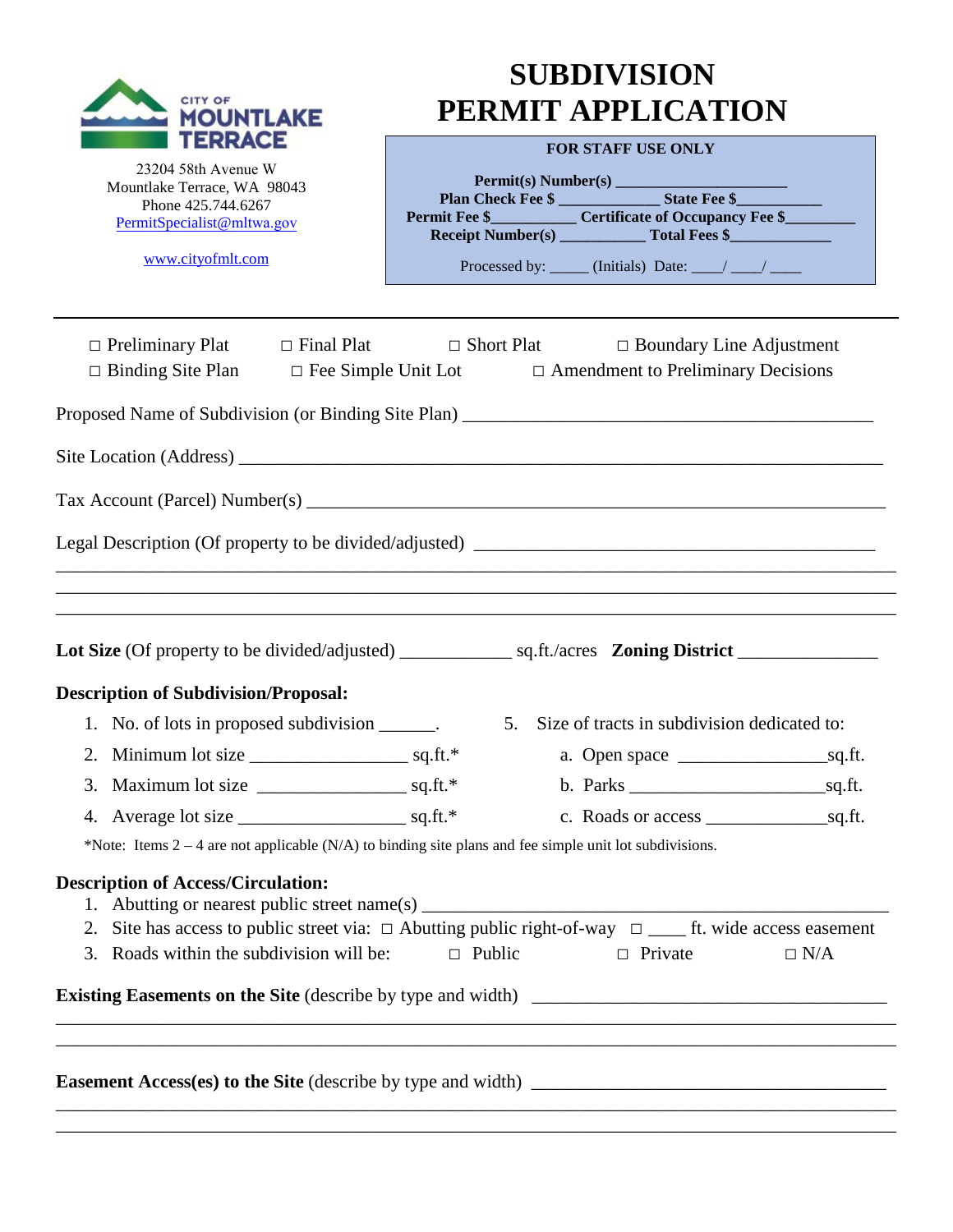CITY OF MOUNTLAKE TERRACE

23204 58th Avenue W
Mountlake Terrace, WA 98043
Phone 425.744.6267
PermitSpecialist@mltwa.gov

www.cityofmlt.com

# SUBDIVISION PERMIT APPLICATION

**FOR STAFF USE ONLY**

**Permit(s) Number(s)** ____________________
**Plan Check Fee $** ____________ **State Fee $**__________
**Permit Fee $**__________ **Certificate of Occupancy Fee $**________
**Receipt Number(s)** __________ **Total Fees $**____________

Processed by: _____ (Initials) Date: ____/ ____/ ____

---

□ Preliminary Plat □ Final Plat □ Short Plat □ Boundary Line Adjustment
□ Binding Site Plan □ Fee Simple Unit Lot □ Amendment to Preliminary Decisions

Proposed Name of Subdivision (or Binding Site Plan) ____________________________________________

Site Location (Address) ______________________________________________________________________

Tax Account (Parcel) Number(s) _______________________________________________________________

Legal Description (Of property to be divided/adjusted) ____________________________________________
______________________________________________________________________________________
______________________________________________________________________________________
______________________________________________________________________________________

**Lot Size** (Of property to be divided/adjusted) ___________ sq.ft./acres **Zoning District** ______________

**Description of Subdivision/Proposal:**

1. No. of lots in proposed subdivision ______.
2. Minimum lot size ________________ sq.ft.*
3. Maximum lot size _______________ sq.ft.*
4. Average lot size _________________ sq.ft.*
5. Size of tracts in subdivision dedicated to:
   a. Open space ________________sq.ft.
   b. Parks ____________________sq.ft.
   c. Roads or access _____________sq.ft.

*Note: Items 2 – 4 are not applicable (N/A) to binding site plans and fee simple unit lot subdivisions.

**Description of Access/Circulation:**

1. Abutting or nearest public street name(s) ________________________________________________
2. Site has access to public street via: □ Abutting public right-of-way □ ____ ft. wide access easement
3. Roads within the subdivision will be: □ Public □ Private □ N/A

**Existing Easements on the Site** (describe by type and width) ______________________________________
______________________________________________________________________________________
______________________________________________________________________________________

**Easement Access(es) to the Site** (describe by type and width) _____________________________________
______________________________________________________________________________________
______________________________________________________________________________________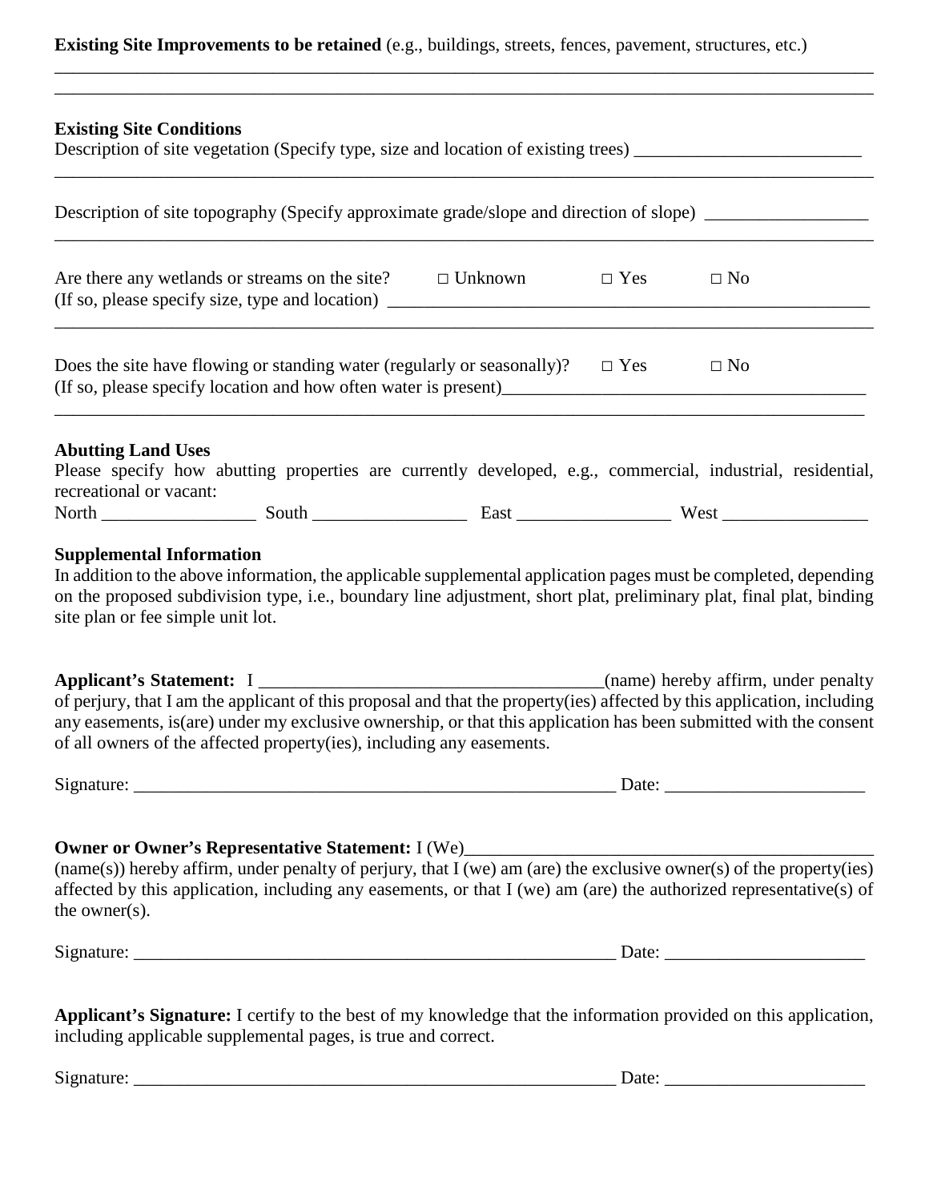**Existing Site Improvements to be retained** (e.g., buildings, streets, fences, pavement, structures, etc.)

______________________________________________________________________________________________

______________________________________________________________________________________________

**Existing Site Conditions**

Description of site vegetation (Specify type, size and location of existing trees) _________________________

______________________________________________________________________________________________

Description of site topography (Specify approximate grade/slope and direction of slope) __________________

______________________________________________________________________________________________

Are there any wetlands or streams on the site? □ Unknown □ Yes □ No

(If so, please specify size, type and location) _______________________________________________________

______________________________________________________________________________________________

Does the site have flowing or standing water (regularly or seasonally)? □ Yes □ No

(If so, please specify location and how often water is present)________________________________________

______________________________________________________________________________________________

**Abutting Land Uses**

Please specify how abutting properties are currently developed, e.g., commercial, industrial, residential, recreational or vacant:

North _________________ South _________________ East _________________ West ________________

**Supplemental Information**

In addition to the above information, the applicable supplemental application pages must be completed, depending on the proposed subdivision type, i.e., boundary line adjustment, short plat, preliminary plat, final plat, binding site plan or fee simple unit lot.

**Applicant's Statement:** I _______________________________________(name) hereby affirm, under penalty of perjury, that I am the applicant of this proposal and that the property(ies) affected by this application, including any easements, is(are) under my exclusive ownership, or that this application has been submitted with the consent of all owners of the affected property(ies), including any easements.

Signature: _______________________________________________________ Date: ______________________

**Owner or Owner's Representative Statement:** I (We)_____________________________________________

(name(s)) hereby affirm, under penalty of perjury, that I (we) am (are) the exclusive owner(s) of the property(ies) affected by this application, including any easements, or that I (we) am (are) the authorized representative(s) of the owner(s).

Signature: _______________________________________________________ Date: ______________________

**Applicant's Signature:** I certify to the best of my knowledge that the information provided on this application, including applicable supplemental pages, is true and correct.

Signature: _______________________________________________________ Date: ______________________